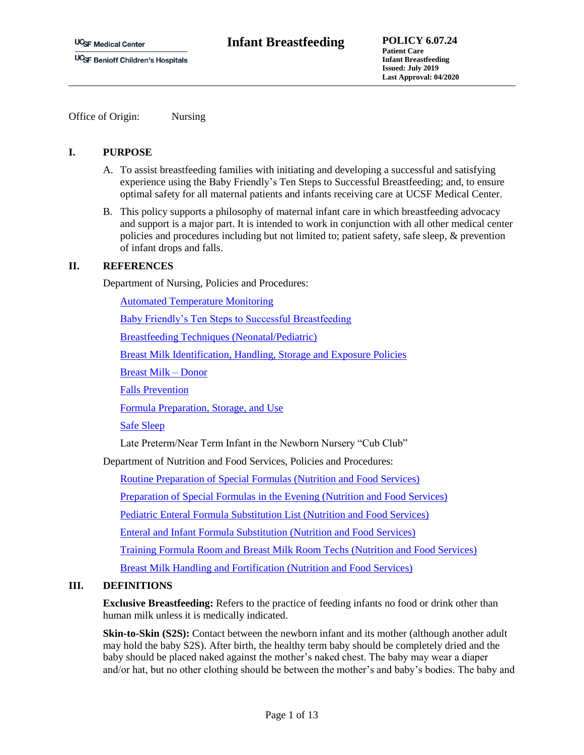UCSF Medical Center
UCSF Benioff Children's Hospitals

# Infant Breastfeeding

**POLICY 6.07.24**
**Patient Care**
**Infant Breastfeeding**
**Issued: July 2019**
**Last Approval: 04/2020**

Office of Origin: Nursing

## I. PURPOSE

A. To assist breastfeeding families with initiating and developing a successful and satisfying experience using the Baby Friendly's Ten Steps to Successful Breastfeeding; and, to ensure optimal safety for all maternal patients and infants receiving care at UCSF Medical Center.

B. This policy supports a philosophy of maternal infant care in which breastfeeding advocacy and support is a major part. It is intended to work in conjunction with all other medical center policies and procedures including but not limited to; patient safety, safe sleep, & prevention of infant drops and falls.

## II. REFERENCES

Department of Nursing, Policies and Procedures:

Automated Temperature Monitoring

Baby Friendly's Ten Steps to Successful Breastfeeding

Breastfeeding Techniques (Neonatal/Pediatric)

Breast Milk Identification, Handling, Storage and Exposure Policies

Breast Milk – Donor

Falls Prevention

Formula Preparation, Storage, and Use

Safe Sleep

Late Preterm/Near Term Infant in the Newborn Nursery "Cub Club"

Department of Nutrition and Food Services, Policies and Procedures:

Routine Preparation of Special Formulas (Nutrition and Food Services)

Preparation of Special Formulas in the Evening (Nutrition and Food Services)

Pediatric Enteral Formula Substitution List (Nutrition and Food Services)

Enteral and Infant Formula Substitution (Nutrition and Food Services)

Training Formula Room and Breast Milk Room Techs (Nutrition and Food Services)

Breast Milk Handling and Fortification (Nutrition and Food Services)

## III. DEFINITIONS

**Exclusive Breastfeeding:** Refers to the practice of feeding infants no food or drink other than human milk unless it is medically indicated.

**Skin-to-Skin (S2S):** Contact between the newborn infant and its mother (although another adult may hold the baby S2S). After birth, the healthy term baby should be completely dried and the baby should be placed naked against the mother's naked chest. The baby may wear a diaper and/or hat, but no other clothing should be between the mother's and baby's bodies. The baby and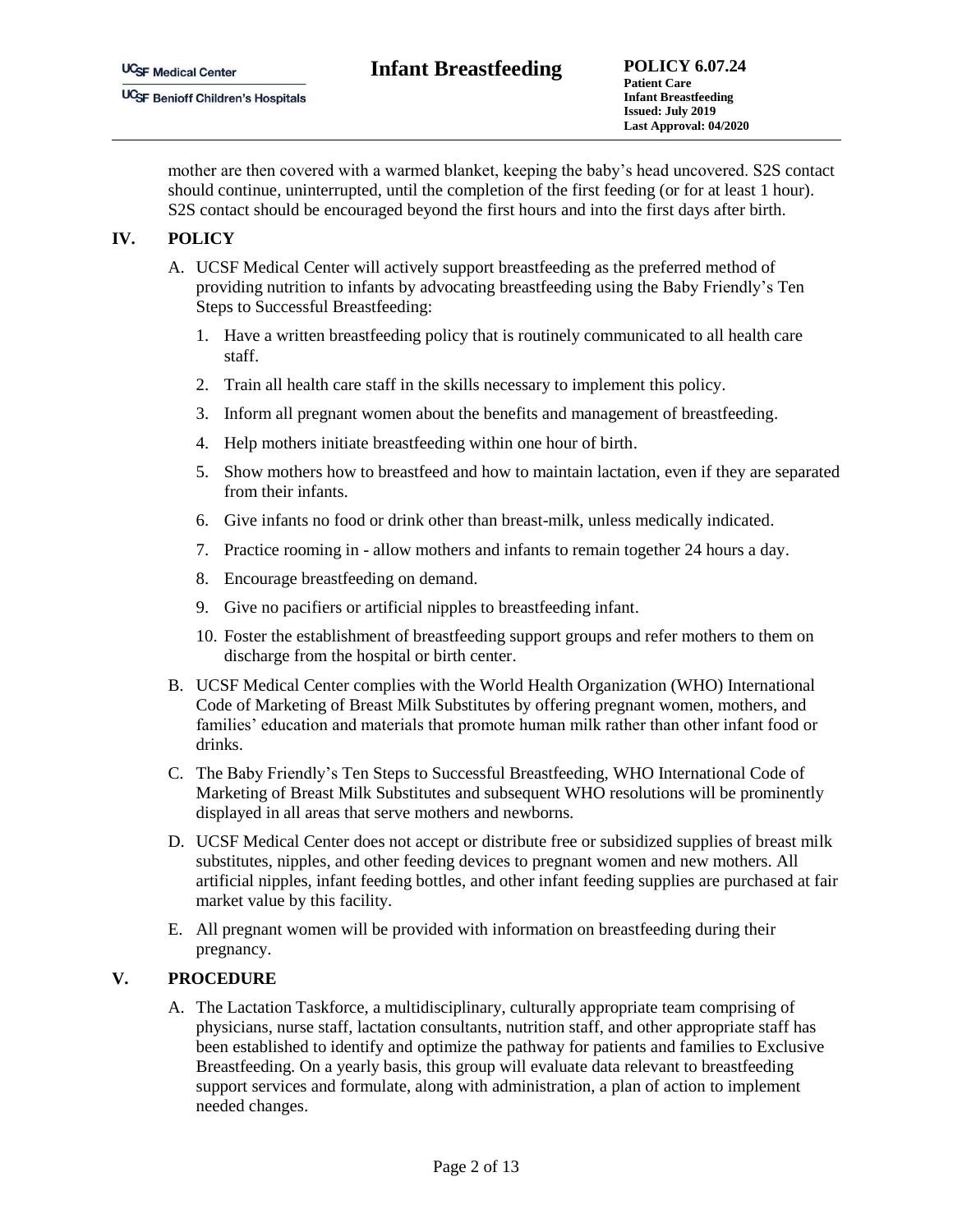mother are then covered with a warmed blanket, keeping the baby's head uncovered. S2S contact should continue, uninterrupted, until the completion of the first feeding (or for at least 1 hour). S2S contact should be encouraged beyond the first hours and into the first days after birth.

## IV. POLICY

A. UCSF Medical Center will actively support breastfeeding as the preferred method of providing nutrition to infants by advocating breastfeeding using the Baby Friendly's Ten Steps to Successful Breastfeeding:

1. Have a written breastfeeding policy that is routinely communicated to all health care staff.
2. Train all health care staff in the skills necessary to implement this policy.
3. Inform all pregnant women about the benefits and management of breastfeeding.
4. Help mothers initiate breastfeeding within one hour of birth.
5. Show mothers how to breastfeed and how to maintain lactation, even if they are separated from their infants.
6. Give infants no food or drink other than breast-milk, unless medically indicated.
7. Practice rooming in - allow mothers and infants to remain together 24 hours a day.
8. Encourage breastfeeding on demand.
9. Give no pacifiers or artificial nipples to breastfeeding infant.
10. Foster the establishment of breastfeeding support groups and refer mothers to them on discharge from the hospital or birth center.

B. UCSF Medical Center complies with the World Health Organization (WHO) International Code of Marketing of Breast Milk Substitutes by offering pregnant women, mothers, and families' education and materials that promote human milk rather than other infant food or drinks.

C. The Baby Friendly's Ten Steps to Successful Breastfeeding, WHO International Code of Marketing of Breast Milk Substitutes and subsequent WHO resolutions will be prominently displayed in all areas that serve mothers and newborns.

D. UCSF Medical Center does not accept or distribute free or subsidized supplies of breast milk substitutes, nipples, and other feeding devices to pregnant women and new mothers. All artificial nipples, infant feeding bottles, and other infant feeding supplies are purchased at fair market value by this facility.

E. All pregnant women will be provided with information on breastfeeding during their pregnancy.

## V. PROCEDURE

A. The Lactation Taskforce, a multidisciplinary, culturally appropriate team comprising of physicians, nurse staff, lactation consultants, nutrition staff, and other appropriate staff has been established to identify and optimize the pathway for patients and families to Exclusive Breastfeeding. On a yearly basis, this group will evaluate data relevant to breastfeeding support services and formulate, along with administration, a plan of action to implement needed changes.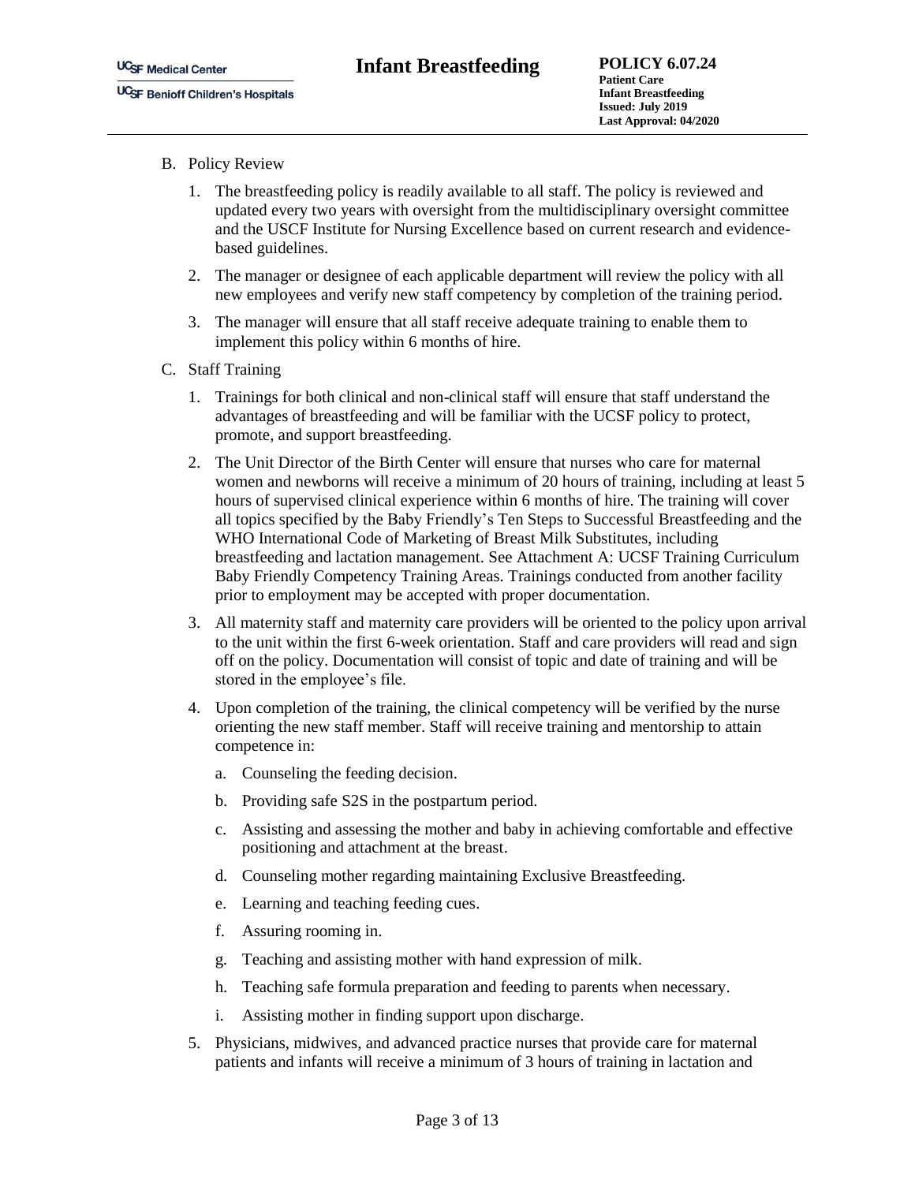B. Policy Review

1. The breastfeeding policy is readily available to all staff. The policy is reviewed and updated every two years with oversight from the multidisciplinary oversight committee and the USCF Institute for Nursing Excellence based on current research and evidence-based guidelines.
2. The manager or designee of each applicable department will review the policy with all new employees and verify new staff competency by completion of the training period.
3. The manager will ensure that all staff receive adequate training to enable them to implement this policy within 6 months of hire.

C. Staff Training

1. Trainings for both clinical and non-clinical staff will ensure that staff understand the advantages of breastfeeding and will be familiar with the UCSF policy to protect, promote, and support breastfeeding.
2. The Unit Director of the Birth Center will ensure that nurses who care for maternal women and newborns will receive a minimum of 20 hours of training, including at least 5 hours of supervised clinical experience within 6 months of hire. The training will cover all topics specified by the Baby Friendly's Ten Steps to Successful Breastfeeding and the WHO International Code of Marketing of Breast Milk Substitutes, including breastfeeding and lactation management. See Attachment A: UCSF Training Curriculum Baby Friendly Competency Training Areas. Trainings conducted from another facility prior to employment may be accepted with proper documentation.
3. All maternity staff and maternity care providers will be oriented to the policy upon arrival to the unit within the first 6-week orientation. Staff and care providers will read and sign off on the policy. Documentation will consist of topic and date of training and will be stored in the employee's file.
4. Upon completion of the training, the clinical competency will be verified by the nurse orienting the new staff member. Staff will receive training and mentorship to attain competence in:
   a. Counseling the feeding decision.
   b. Providing safe S2S in the postpartum period.
   c. Assisting and assessing the mother and baby in achieving comfortable and effective positioning and attachment at the breast.
   d. Counseling mother regarding maintaining Exclusive Breastfeeding.
   e. Learning and teaching feeding cues.
   f. Assuring rooming in.
   g. Teaching and assisting mother with hand expression of milk.
   h. Teaching safe formula preparation and feeding to parents when necessary.
   i. Assisting mother in finding support upon discharge.
5. Physicians, midwives, and advanced practice nurses that provide care for maternal patients and infants will receive a minimum of 3 hours of training in lactation and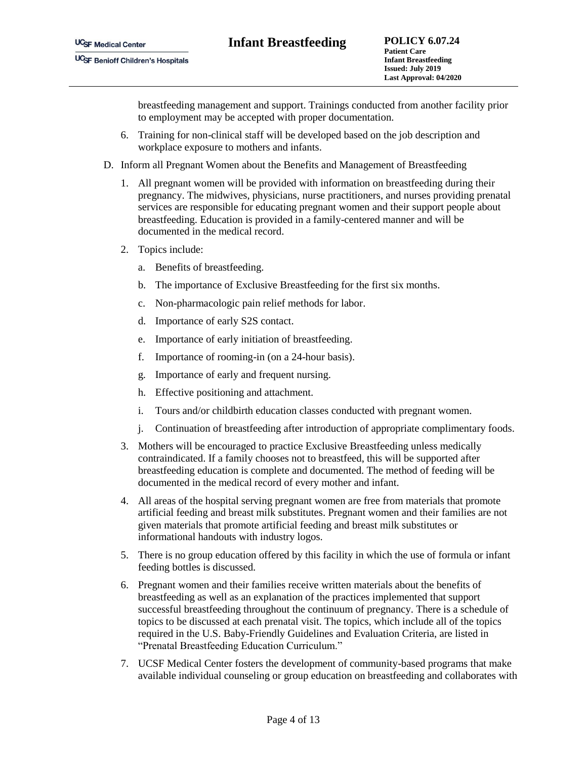breastfeeding management and support. Trainings conducted from another facility prior to employment may be accepted with proper documentation.

6. Training for non-clinical staff will be developed based on the job description and workplace exposure to mothers and infants.

D. Inform all Pregnant Women about the Benefits and Management of Breastfeeding

1. All pregnant women will be provided with information on breastfeeding during their pregnancy. The midwives, physicians, nurse practitioners, and nurses providing prenatal services are responsible for educating pregnant women and their support people about breastfeeding. Education is provided in a family-centered manner and will be documented in the medical record.

2. Topics include:

   a. Benefits of breastfeeding.

   b. The importance of Exclusive Breastfeeding for the first six months.

   c. Non-pharmacologic pain relief methods for labor.

   d. Importance of early S2S contact.

   e. Importance of early initiation of breastfeeding.

   f. Importance of rooming-in (on a 24-hour basis).

   g. Importance of early and frequent nursing.

   h. Effective positioning and attachment.

   i. Tours and/or childbirth education classes conducted with pregnant women.

   j. Continuation of breastfeeding after introduction of appropriate complimentary foods.

3. Mothers will be encouraged to practice Exclusive Breastfeeding unless medically contraindicated. If a family chooses not to breastfeed, this will be supported after breastfeeding education is complete and documented. The method of feeding will be documented in the medical record of every mother and infant.

4. All areas of the hospital serving pregnant women are free from materials that promote artificial feeding and breast milk substitutes. Pregnant women and their families are not given materials that promote artificial feeding and breast milk substitutes or informational handouts with industry logos.

5. There is no group education offered by this facility in which the use of formula or infant feeding bottles is discussed.

6. Pregnant women and their families receive written materials about the benefits of breastfeeding as well as an explanation of the practices implemented that support successful breastfeeding throughout the continuum of pregnancy. There is a schedule of topics to be discussed at each prenatal visit. The topics, which include all of the topics required in the U.S. Baby-Friendly Guidelines and Evaluation Criteria, are listed in "Prenatal Breastfeeding Education Curriculum."

7. UCSF Medical Center fosters the development of community-based programs that make available individual counseling or group education on breastfeeding and collaborates with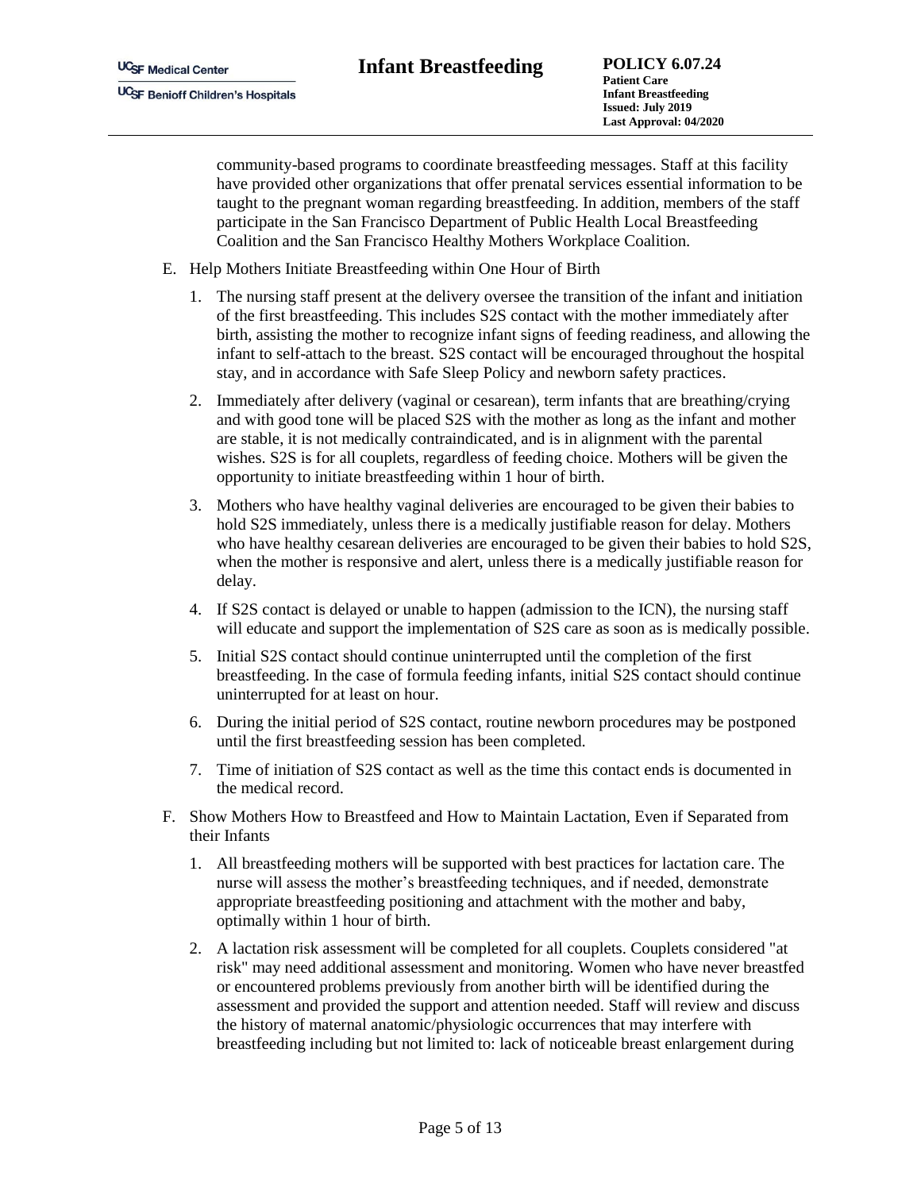community-based programs to coordinate breastfeeding messages. Staff at this facility have provided other organizations that offer prenatal services essential information to be taught to the pregnant woman regarding breastfeeding. In addition, members of the staff participate in the San Francisco Department of Public Health Local Breastfeeding Coalition and the San Francisco Healthy Mothers Workplace Coalition.

E. Help Mothers Initiate Breastfeeding within One Hour of Birth

   1. The nursing staff present at the delivery oversee the transition of the infant and initiation of the first breastfeeding. This includes S2S contact with the mother immediately after birth, assisting the mother to recognize infant signs of feeding readiness, and allowing the infant to self-attach to the breast. S2S contact will be encouraged throughout the hospital stay, and in accordance with Safe Sleep Policy and newborn safety practices.

   2. Immediately after delivery (vaginal or cesarean), term infants that are breathing/crying and with good tone will be placed S2S with the mother as long as the infant and mother are stable, it is not medically contraindicated, and is in alignment with the parental wishes. S2S is for all couplets, regardless of feeding choice. Mothers will be given the opportunity to initiate breastfeeding within 1 hour of birth.

   3. Mothers who have healthy vaginal deliveries are encouraged to be given their babies to hold S2S immediately, unless there is a medically justifiable reason for delay. Mothers who have healthy cesarean deliveries are encouraged to be given their babies to hold S2S, when the mother is responsive and alert, unless there is a medically justifiable reason for delay.

   4. If S2S contact is delayed or unable to happen (admission to the ICN), the nursing staff will educate and support the implementation of S2S care as soon as is medically possible.

   5. Initial S2S contact should continue uninterrupted until the completion of the first breastfeeding. In the case of formula feeding infants, initial S2S contact should continue uninterrupted for at least on hour.

   6. During the initial period of S2S contact, routine newborn procedures may be postponed until the first breastfeeding session has been completed.

   7. Time of initiation of S2S contact as well as the time this contact ends is documented in the medical record.

F. Show Mothers How to Breastfeed and How to Maintain Lactation, Even if Separated from their Infants

   1. All breastfeeding mothers will be supported with best practices for lactation care. The nurse will assess the mother's breastfeeding techniques, and if needed, demonstrate appropriate breastfeeding positioning and attachment with the mother and baby, optimally within 1 hour of birth.

   2. A lactation risk assessment will be completed for all couplets. Couplets considered "at risk" may need additional assessment and monitoring. Women who have never breastfed or encountered problems previously from another birth will be identified during the assessment and provided the support and attention needed. Staff will review and discuss the history of maternal anatomic/physiologic occurrences that may interfere with breastfeeding including but not limited to: lack of noticeable breast enlargement during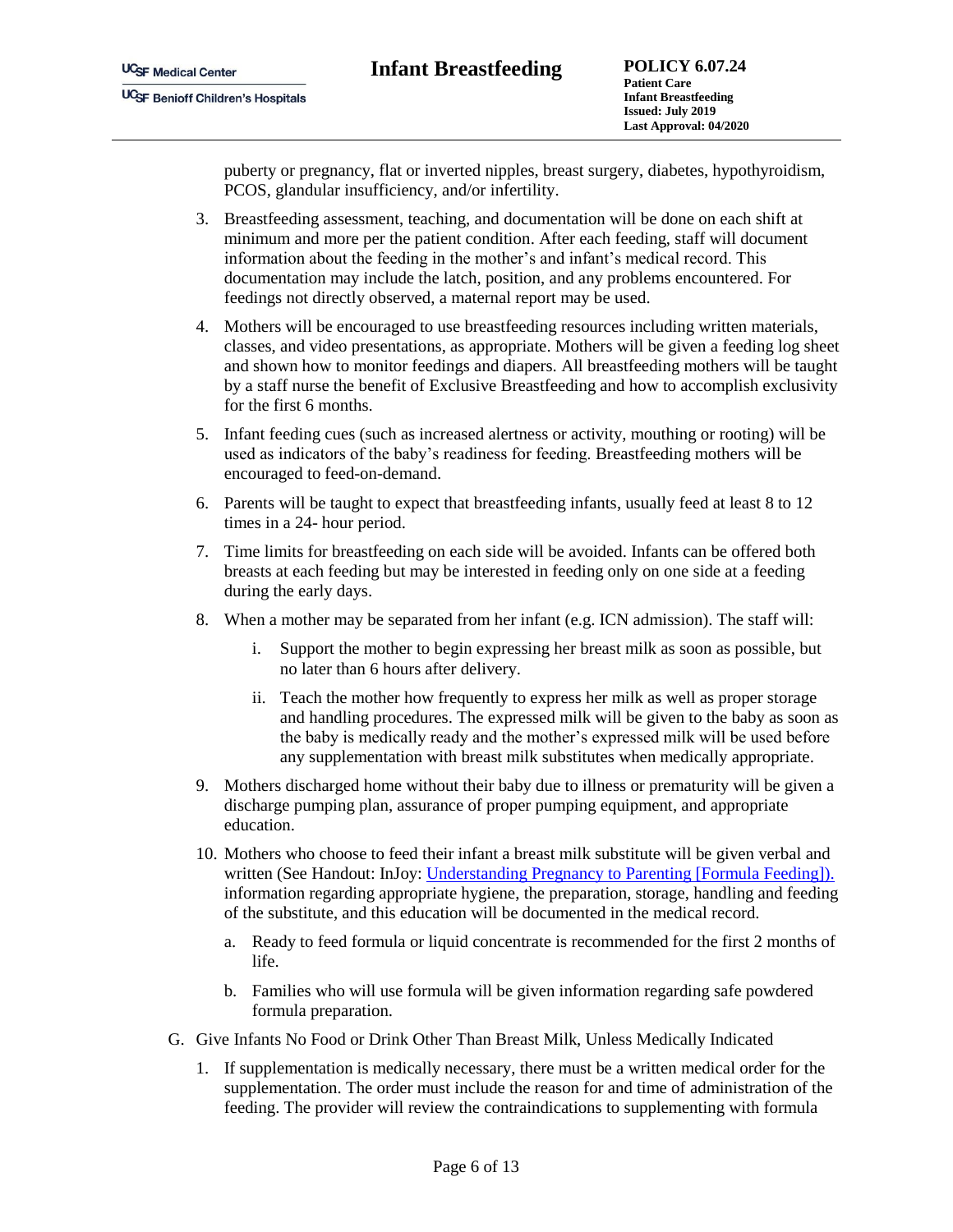puberty or pregnancy, flat or inverted nipples, breast surgery, diabetes, hypothyroidism, PCOS, glandular insufficiency, and/or infertility.

3. Breastfeeding assessment, teaching, and documentation will be done on each shift at minimum and more per the patient condition. After each feeding, staff will document information about the feeding in the mother's and infant's medical record. This documentation may include the latch, position, and any problems encountered. For feedings not directly observed, a maternal report may be used.

4. Mothers will be encouraged to use breastfeeding resources including written materials, classes, and video presentations, as appropriate. Mothers will be given a feeding log sheet and shown how to monitor feedings and diapers. All breastfeeding mothers will be taught by a staff nurse the benefit of Exclusive Breastfeeding and how to accomplish exclusivity for the first 6 months.

5. Infant feeding cues (such as increased alertness or activity, mouthing or rooting) will be used as indicators of the baby's readiness for feeding. Breastfeeding mothers will be encouraged to feed-on-demand.

6. Parents will be taught to expect that breastfeeding infants, usually feed at least 8 to 12 times in a 24- hour period.

7. Time limits for breastfeeding on each side will be avoided. Infants can be offered both breasts at each feeding but may be interested in feeding only on one side at a feeding during the early days.

8. When a mother may be separated from her infant (e.g. ICN admission). The staff will:

   i. Support the mother to begin expressing her breast milk as soon as possible, but no later than 6 hours after delivery.

   ii. Teach the mother how frequently to express her milk as well as proper storage and handling procedures. The expressed milk will be given to the baby as soon as the baby is medically ready and the mother's expressed milk will be used before any supplementation with breast milk substitutes when medically appropriate.

9. Mothers discharged home without their baby due to illness or prematurity will be given a discharge pumping plan, assurance of proper pumping equipment, and appropriate education.

10. Mothers who choose to feed their infant a breast milk substitute will be given verbal and written (See Handout: InJoy: Understanding Pregnancy to Parenting [Formula Feeding]). information regarding appropriate hygiene, the preparation, storage, handling and feeding of the substitute, and this education will be documented in the medical record.

    a. Ready to feed formula or liquid concentrate is recommended for the first 2 months of life.

    b. Families who will use formula will be given information regarding safe powdered formula preparation.

G. Give Infants No Food or Drink Other Than Breast Milk, Unless Medically Indicated

1. If supplementation is medically necessary, there must be a written medical order for the supplementation. The order must include the reason for and time of administration of the feeding. The provider will review the contraindications to supplementing with formula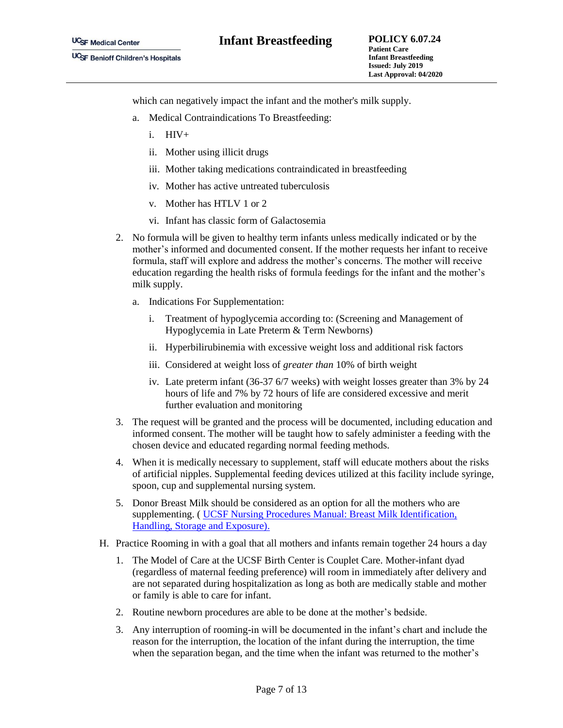which can negatively impact the infant and the mother's milk supply.

   a. Medical Contraindications To Breastfeeding:

      i. HIV+

      ii. Mother using illicit drugs

      iii. Mother taking medications contraindicated in breastfeeding

      iv. Mother has active untreated tuberculosis

      v. Mother has HTLV 1 or 2

      vi. Infant has classic form of Galactosemia

2. No formula will be given to healthy term infants unless medically indicated or by the mother's informed and documented consent. If the mother requests her infant to receive formula, staff will explore and address the mother's concerns. The mother will receive education regarding the health risks of formula feedings for the infant and the mother's milk supply.

   a. Indications For Supplementation:

      i. Treatment of hypoglycemia according to: (Screening and Management of Hypoglycemia in Late Preterm & Term Newborns)

      ii. Hyperbilirubinemia with excessive weight loss and additional risk factors

      iii. Considered at weight loss of *greater than* 10% of birth weight

      iv. Late preterm infant (36-37 6/7 weeks) with weight losses greater than 3% by 24 hours of life and 7% by 72 hours of life are considered excessive and merit further evaluation and monitoring

3. The request will be granted and the process will be documented, including education and informed consent. The mother will be taught how to safely administer a feeding with the chosen device and educated regarding normal feeding methods.

4. When it is medically necessary to supplement, staff will educate mothers about the risks of artificial nipples. Supplemental feeding devices utilized at this facility include syringe, spoon, cup and supplemental nursing system.

5. Donor Breast Milk should be considered as an option for all the mothers who are supplementing. ( UCSF Nursing Procedures Manual: Breast Milk Identification, Handling, Storage and Exposure).

H. Practice Rooming in with a goal that all mothers and infants remain together 24 hours a day

1. The Model of Care at the UCSF Birth Center is Couplet Care. Mother-infant dyad (regardless of maternal feeding preference) will room in immediately after delivery and are not separated during hospitalization as long as both are medically stable and mother or family is able to care for infant.

2. Routine newborn procedures are able to be done at the mother's bedside.

3. Any interruption of rooming-in will be documented in the infant's chart and include the reason for the interruption, the location of the infant during the interruption, the time when the separation began, and the time when the infant was returned to the mother's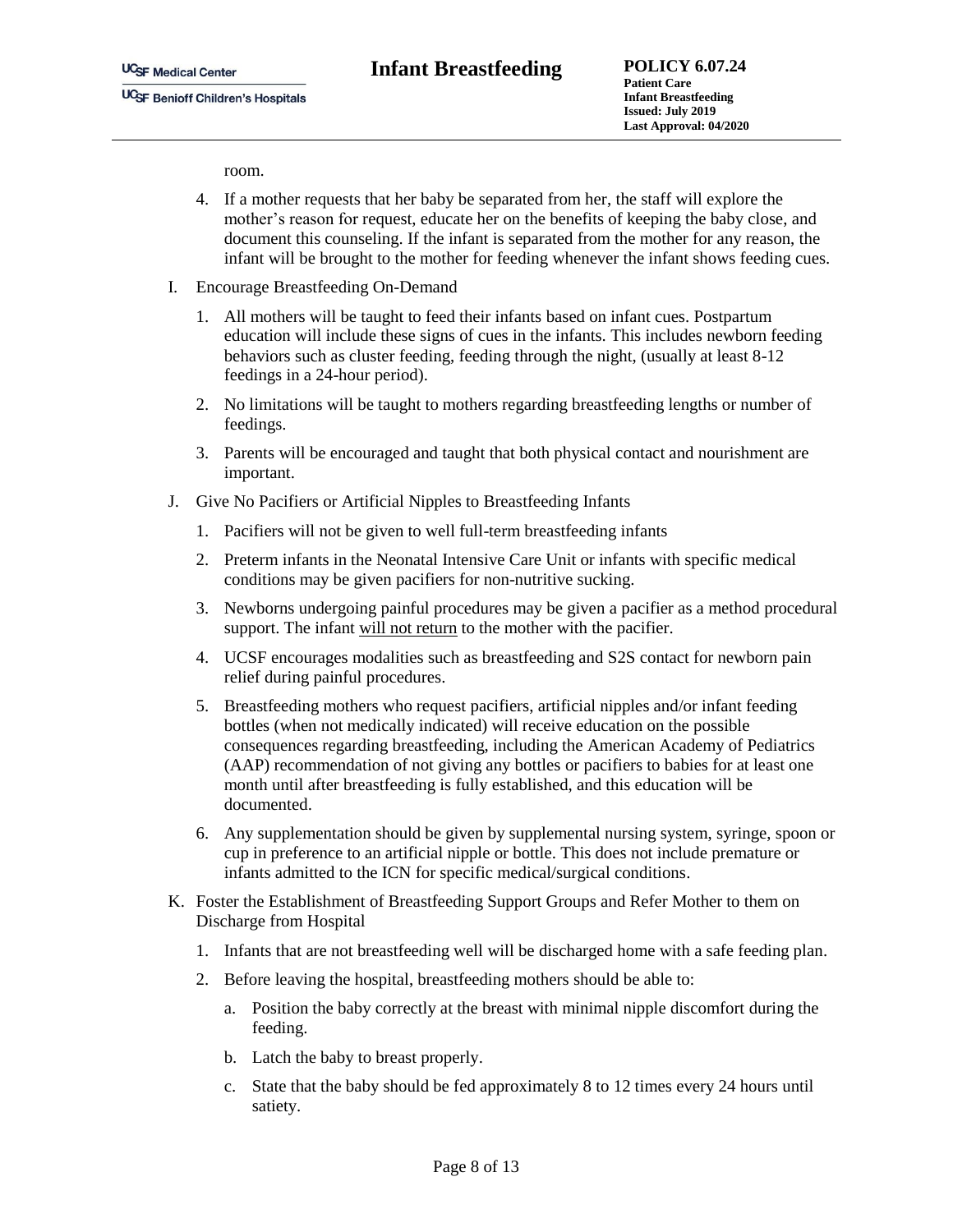room.

4. If a mother requests that her baby be separated from her, the staff will explore the mother's reason for request, educate her on the benefits of keeping the baby close, and document this counseling. If the infant is separated from the mother for any reason, the infant will be brought to the mother for feeding whenever the infant shows feeding cues.

I. Encourage Breastfeeding On-Demand

   1. All mothers will be taught to feed their infants based on infant cues. Postpartum education will include these signs of cues in the infants. This includes newborn feeding behaviors such as cluster feeding, feeding through the night, (usually at least 8-12 feedings in a 24-hour period).

   2. No limitations will be taught to mothers regarding breastfeeding lengths or number of feedings.

   3. Parents will be encouraged and taught that both physical contact and nourishment are important.

J. Give No Pacifiers or Artificial Nipples to Breastfeeding Infants

   1. Pacifiers will not be given to well full-term breastfeeding infants

   2. Preterm infants in the Neonatal Intensive Care Unit or infants with specific medical conditions may be given pacifiers for non-nutritive sucking.

   3. Newborns undergoing painful procedures may be given a pacifier as a method procedural support. The infant <u>will not return</u> to the mother with the pacifier.

   4. UCSF encourages modalities such as breastfeeding and S2S contact for newborn pain relief during painful procedures.

   5. Breastfeeding mothers who request pacifiers, artificial nipples and/or infant feeding bottles (when not medically indicated) will receive education on the possible consequences regarding breastfeeding, including the American Academy of Pediatrics (AAP) recommendation of not giving any bottles or pacifiers to babies for at least one month until after breastfeeding is fully established, and this education will be documented.

   6. Any supplementation should be given by supplemental nursing system, syringe, spoon or cup in preference to an artificial nipple or bottle. This does not include premature or infants admitted to the ICN for specific medical/surgical conditions.

K. Foster the Establishment of Breastfeeding Support Groups and Refer Mother to them on Discharge from Hospital

   1. Infants that are not breastfeeding well will be discharged home with a safe feeding plan.

   2. Before leaving the hospital, breastfeeding mothers should be able to:

      a. Position the baby correctly at the breast with minimal nipple discomfort during the feeding.

      b. Latch the baby to breast properly.

      c. State that the baby should be fed approximately 8 to 12 times every 24 hours until satiety.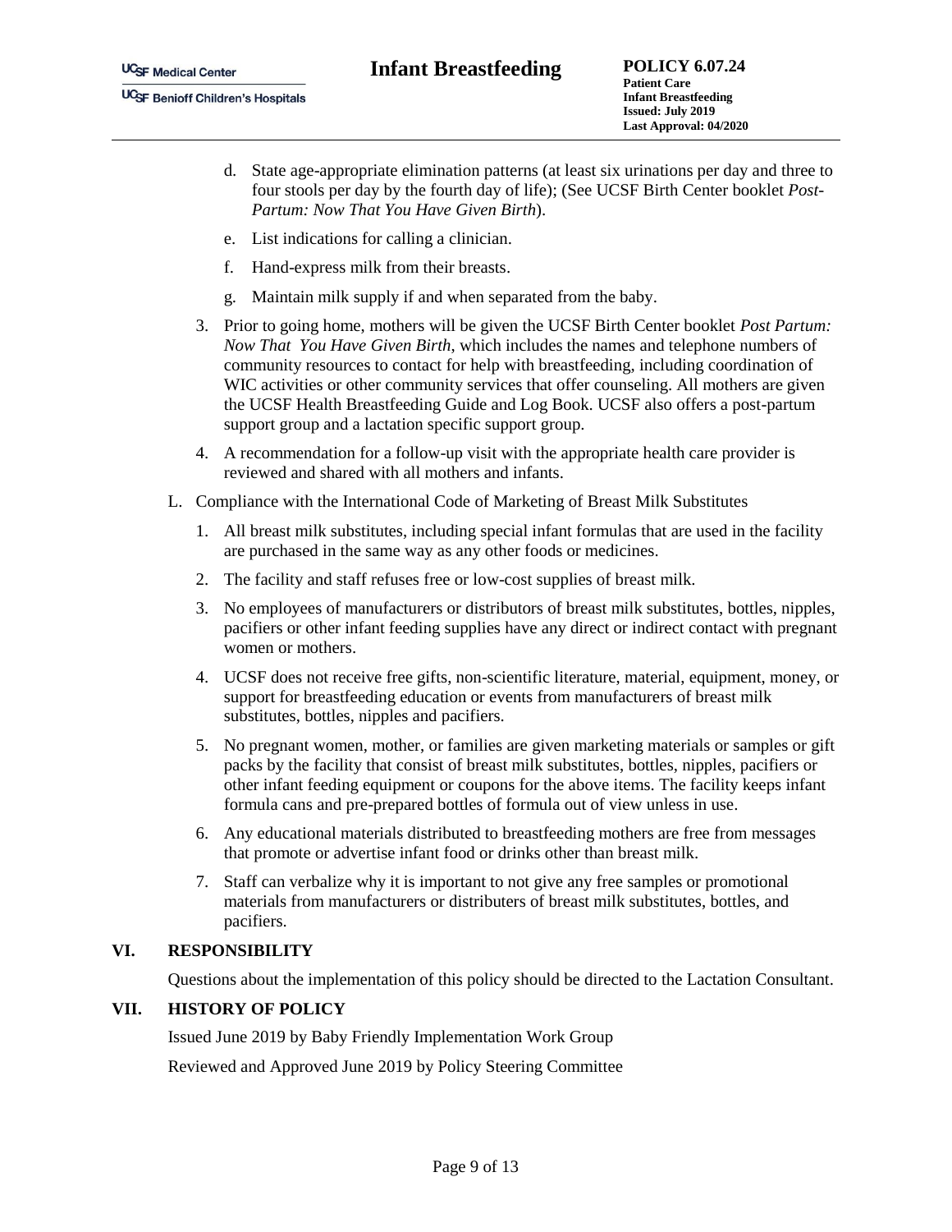d. State age-appropriate elimination patterns (at least six urinations per day and three to four stools per day by the fourth day of life); (See UCSF Birth Center booklet *Post-Partum: Now That You Have Given Birth*).

e. List indications for calling a clinician.

f. Hand-express milk from their breasts.

g. Maintain milk supply if and when separated from the baby.

3. Prior to going home, mothers will be given the UCSF Birth Center booklet *Post Partum: Now That You Have Given Birth*, which includes the names and telephone numbers of community resources to contact for help with breastfeeding, including coordination of WIC activities or other community services that offer counseling. All mothers are given the UCSF Health Breastfeeding Guide and Log Book. UCSF also offers a post-partum support group and a lactation specific support group.

4. A recommendation for a follow-up visit with the appropriate health care provider is reviewed and shared with all mothers and infants.

L. Compliance with the International Code of Marketing of Breast Milk Substitutes

1. All breast milk substitutes, including special infant formulas that are used in the facility are purchased in the same way as any other foods or medicines.

2. The facility and staff refuses free or low-cost supplies of breast milk.

3. No employees of manufacturers or distributors of breast milk substitutes, bottles, nipples, pacifiers or other infant feeding supplies have any direct or indirect contact with pregnant women or mothers.

4. UCSF does not receive free gifts, non-scientific literature, material, equipment, money, or support for breastfeeding education or events from manufacturers of breast milk substitutes, bottles, nipples and pacifiers.

5. No pregnant women, mother, or families are given marketing materials or samples or gift packs by the facility that consist of breast milk substitutes, bottles, nipples, pacifiers or other infant feeding equipment or coupons for the above items. The facility keeps infant formula cans and pre-prepared bottles of formula out of view unless in use.

6. Any educational materials distributed to breastfeeding mothers are free from messages that promote or advertise infant food or drinks other than breast milk.

7. Staff can verbalize why it is important to not give any free samples or promotional materials from manufacturers or distributers of breast milk substitutes, bottles, and pacifiers.

## VI. RESPONSIBILITY

Questions about the implementation of this policy should be directed to the Lactation Consultant.

## VII. HISTORY OF POLICY

Issued June 2019 by Baby Friendly Implementation Work Group

Reviewed and Approved June 2019 by Policy Steering Committee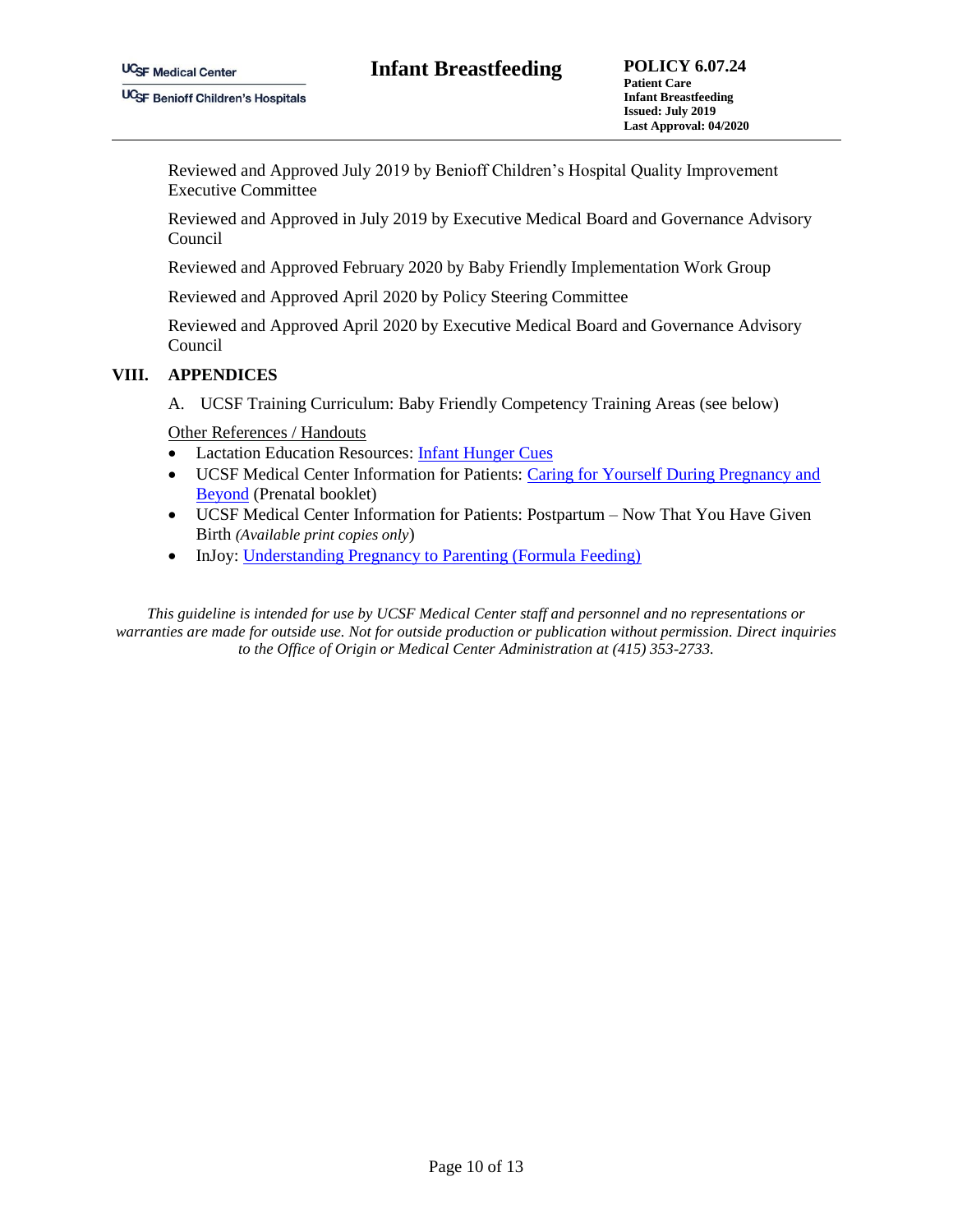Reviewed and Approved July 2019 by Benioff Children's Hospital Quality Improvement Executive Committee

Reviewed and Approved in July 2019 by Executive Medical Board and Governance Advisory Council

Reviewed and Approved February 2020 by Baby Friendly Implementation Work Group

Reviewed and Approved April 2020 by Policy Steering Committee

Reviewed and Approved April 2020 by Executive Medical Board and Governance Advisory Council

## VIII. APPENDICES

A. UCSF Training Curriculum: Baby Friendly Competency Training Areas (see below)

Other References / Handouts

- Lactation Education Resources: Infant Hunger Cues
- UCSF Medical Center Information for Patients: Caring for Yourself During Pregnancy and Beyond (Prenatal booklet)
- UCSF Medical Center Information for Patients: Postpartum – Now That You Have Given Birth *(Available print copies only)*
- InJoy: Understanding Pregnancy to Parenting (Formula Feeding)

*This guideline is intended for use by UCSF Medical Center staff and personnel and no representations or warranties are made for outside use. Not for outside production or publication without permission. Direct inquiries to the Office of Origin or Medical Center Administration at (415) 353-2733.*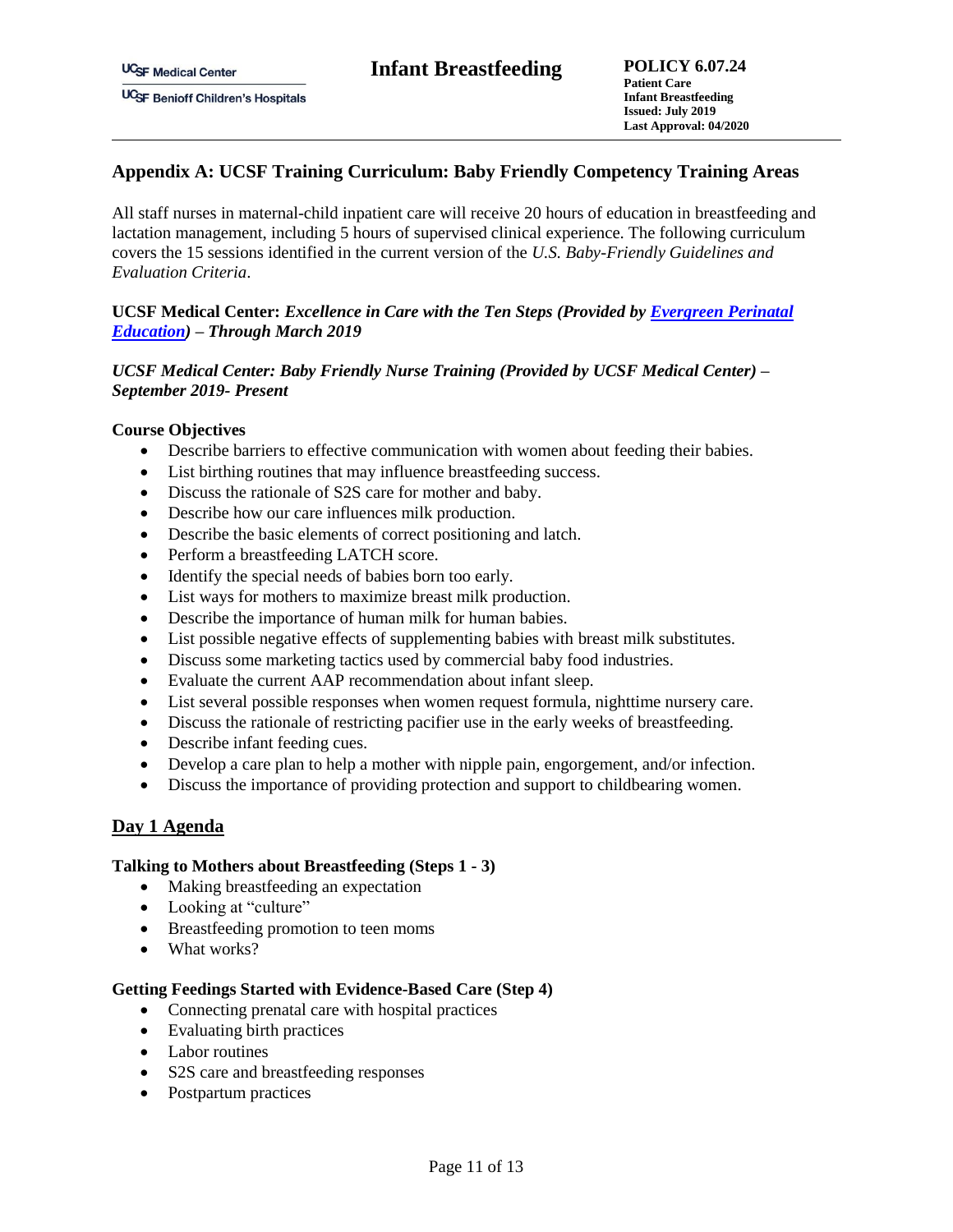## Appendix A: UCSF Training Curriculum: Baby Friendly Competency Training Areas

All staff nurses in maternal-child inpatient care will receive 20 hours of education in breastfeeding and lactation management, including 5 hours of supervised clinical experience. The following curriculum covers the 15 sessions identified in the current version of the *U.S. Baby-Friendly Guidelines and Evaluation Criteria*.

**UCSF Medical Center:** ***Excellence in Care with the Ten Steps (Provided by Evergreen Perinatal Education) – Through March 2019***

***UCSF Medical Center: Baby Friendly Nurse Training (Provided by UCSF Medical Center) – September 2019- Present***

**Course Objectives**

- Describe barriers to effective communication with women about feeding their babies.
- List birthing routines that may influence breastfeeding success.
- Discuss the rationale of S2S care for mother and baby.
- Describe how our care influences milk production.
- Describe the basic elements of correct positioning and latch.
- Perform a breastfeeding LATCH score.
- Identify the special needs of babies born too early.
- List ways for mothers to maximize breast milk production.
- Describe the importance of human milk for human babies.
- List possible negative effects of supplementing babies with breast milk substitutes.
- Discuss some marketing tactics used by commercial baby food industries.
- Evaluate the current AAP recommendation about infant sleep.
- List several possible responses when women request formula, nighttime nursery care.
- Discuss the rationale of restricting pacifier use in the early weeks of breastfeeding.
- Describe infant feeding cues.
- Develop a care plan to help a mother with nipple pain, engorgement, and/or infection.
- Discuss the importance of providing protection and support to childbearing women.

### Day 1 Agenda

**Talking to Mothers about Breastfeeding (Steps 1 - 3)**

- Making breastfeeding an expectation
- Looking at "culture"
- Breastfeeding promotion to teen moms
- What works?

**Getting Feedings Started with Evidence-Based Care (Step 4)**

- Connecting prenatal care with hospital practices
- Evaluating birth practices
- Labor routines
- S2S care and breastfeeding responses
- Postpartum practices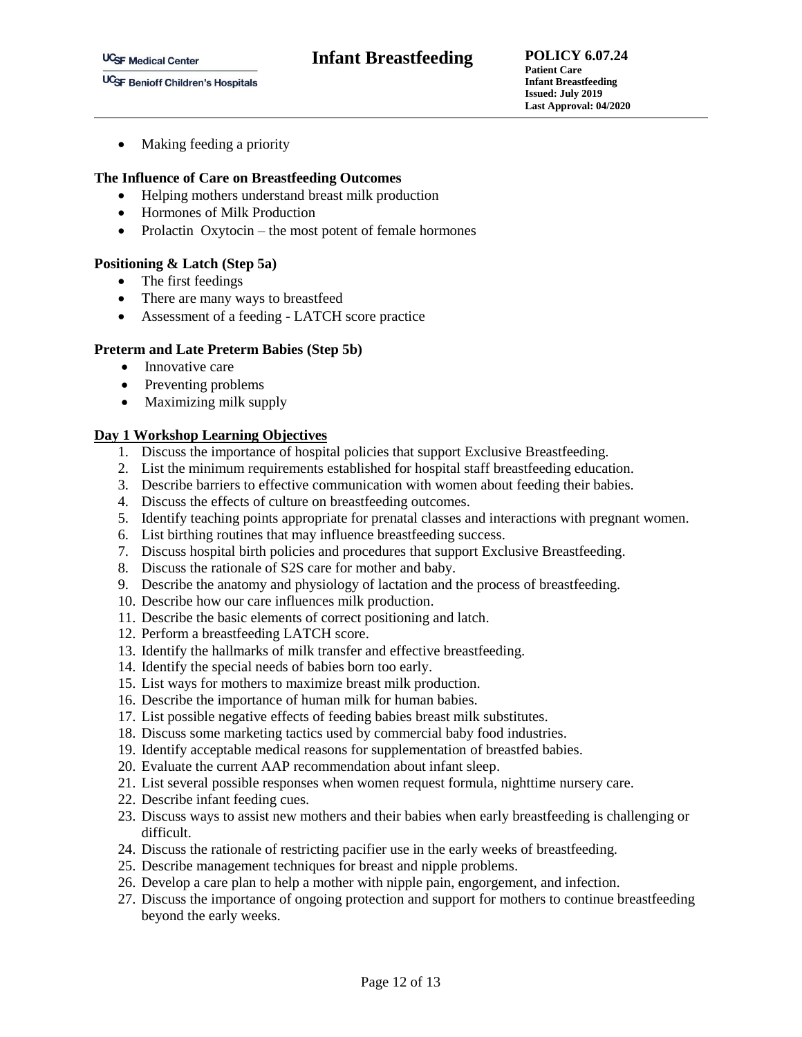- Making feeding a priority

**The Influence of Care on Breastfeeding Outcomes**

- Helping mothers understand breast milk production
- Hormones of Milk Production
- Prolactin  Oxytocin – the most potent of female hormones

**Positioning & Latch (Step 5a)**

- The first feedings
- There are many ways to breastfeed
- Assessment of a feeding - LATCH score practice

**Preterm and Late Preterm Babies (Step 5b)**

- Innovative care
- Preventing problems
- Maximizing milk supply

**Day 1 Workshop Learning Objectives**

1. Discuss the importance of hospital policies that support Exclusive Breastfeeding.
2. List the minimum requirements established for hospital staff breastfeeding education.
3. Describe barriers to effective communication with women about feeding their babies.
4. Discuss the effects of culture on breastfeeding outcomes.
5. Identify teaching points appropriate for prenatal classes and interactions with pregnant women.
6. List birthing routines that may influence breastfeeding success.
7. Discuss hospital birth policies and procedures that support Exclusive Breastfeeding.
8. Discuss the rationale of S2S care for mother and baby.
9. Describe the anatomy and physiology of lactation and the process of breastfeeding.
10. Describe how our care influences milk production.
11. Describe the basic elements of correct positioning and latch.
12. Perform a breastfeeding LATCH score.
13. Identify the hallmarks of milk transfer and effective breastfeeding.
14. Identify the special needs of babies born too early.
15. List ways for mothers to maximize breast milk production.
16. Describe the importance of human milk for human babies.
17. List possible negative effects of feeding babies breast milk substitutes.
18. Discuss some marketing tactics used by commercial baby food industries.
19. Identify acceptable medical reasons for supplementation of breastfed babies.
20. Evaluate the current AAP recommendation about infant sleep.
21. List several possible responses when women request formula, nighttime nursery care.
22. Describe infant feeding cues.
23. Discuss ways to assist new mothers and their babies when early breastfeeding is challenging or difficult.
24. Discuss the rationale of restricting pacifier use in the early weeks of breastfeeding.
25. Describe management techniques for breast and nipple problems.
26. Develop a care plan to help a mother with nipple pain, engorgement, and infection.
27. Discuss the importance of ongoing protection and support for mothers to continue breastfeeding beyond the early weeks.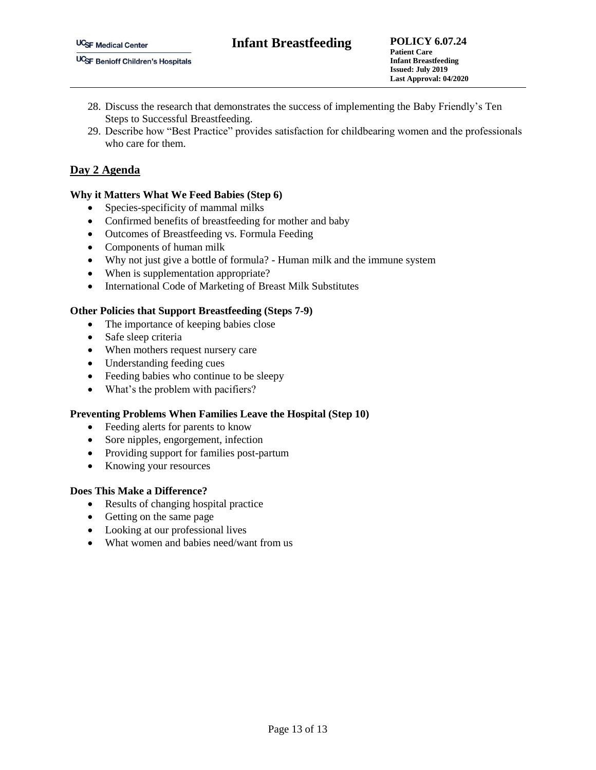28. Discuss the research that demonstrates the success of implementing the Baby Friendly's Ten Steps to Successful Breastfeeding.
29. Describe how "Best Practice" provides satisfaction for childbearing women and the professionals who care for them.

## Day 2 Agenda

**Why it Matters What We Feed Babies (Step 6)**

- Species-specificity of mammal milks
- Confirmed benefits of breastfeeding for mother and baby
- Outcomes of Breastfeeding vs. Formula Feeding
- Components of human milk
- Why not just give a bottle of formula? - Human milk and the immune system
- When is supplementation appropriate?
- International Code of Marketing of Breast Milk Substitutes

**Other Policies that Support Breastfeeding (Steps 7-9)**

- The importance of keeping babies close
- Safe sleep criteria
- When mothers request nursery care
- Understanding feeding cues
- Feeding babies who continue to be sleepy
- What's the problem with pacifiers?

**Preventing Problems When Families Leave the Hospital (Step 10)**

- Feeding alerts for parents to know
- Sore nipples, engorgement, infection
- Providing support for families post-partum
- Knowing your resources

**Does This Make a Difference?**

- Results of changing hospital practice
- Getting on the same page
- Looking at our professional lives
- What women and babies need/want from us